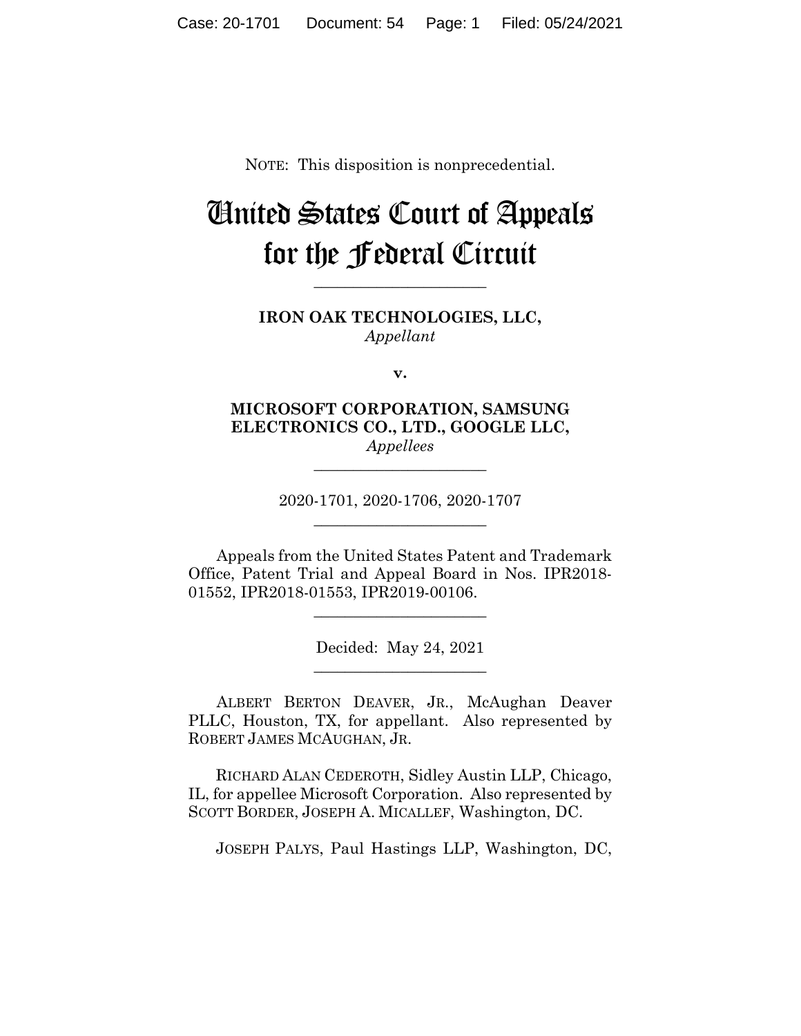NOTE: This disposition is nonprecedential.

# United States Court of Appeals for the Federal Circuit

______________________

**IRON OAK TECHNOLOGIES, LLC,**
*Appellant*

**v.**

**MICROSOFT CORPORATION, SAMSUNG ELECTRONICS CO., LTD., GOOGLE LLC,**
*Appellees*

______________________

2020-1701, 2020-1706, 2020-1707

______________________

Appeals from the United States Patent and Trademark Office, Patent Trial and Appeal Board in Nos. IPR2018-01552, IPR2018-01553, IPR2019-00106.

______________________

Decided: May 24, 2021

______________________

ALBERT BERTON DEAVER, JR., McAughan Deaver PLLC, Houston, TX, for appellant. Also represented by ROBERT JAMES MCAUGHAN, JR.

RICHARD ALAN CEDEROTH, Sidley Austin LLP, Chicago, IL, for appellee Microsoft Corporation. Also represented by SCOTT BORDER, JOSEPH A. MICALLEF, Washington, DC.

JOSEPH PALYS, Paul Hastings LLP, Washington, DC,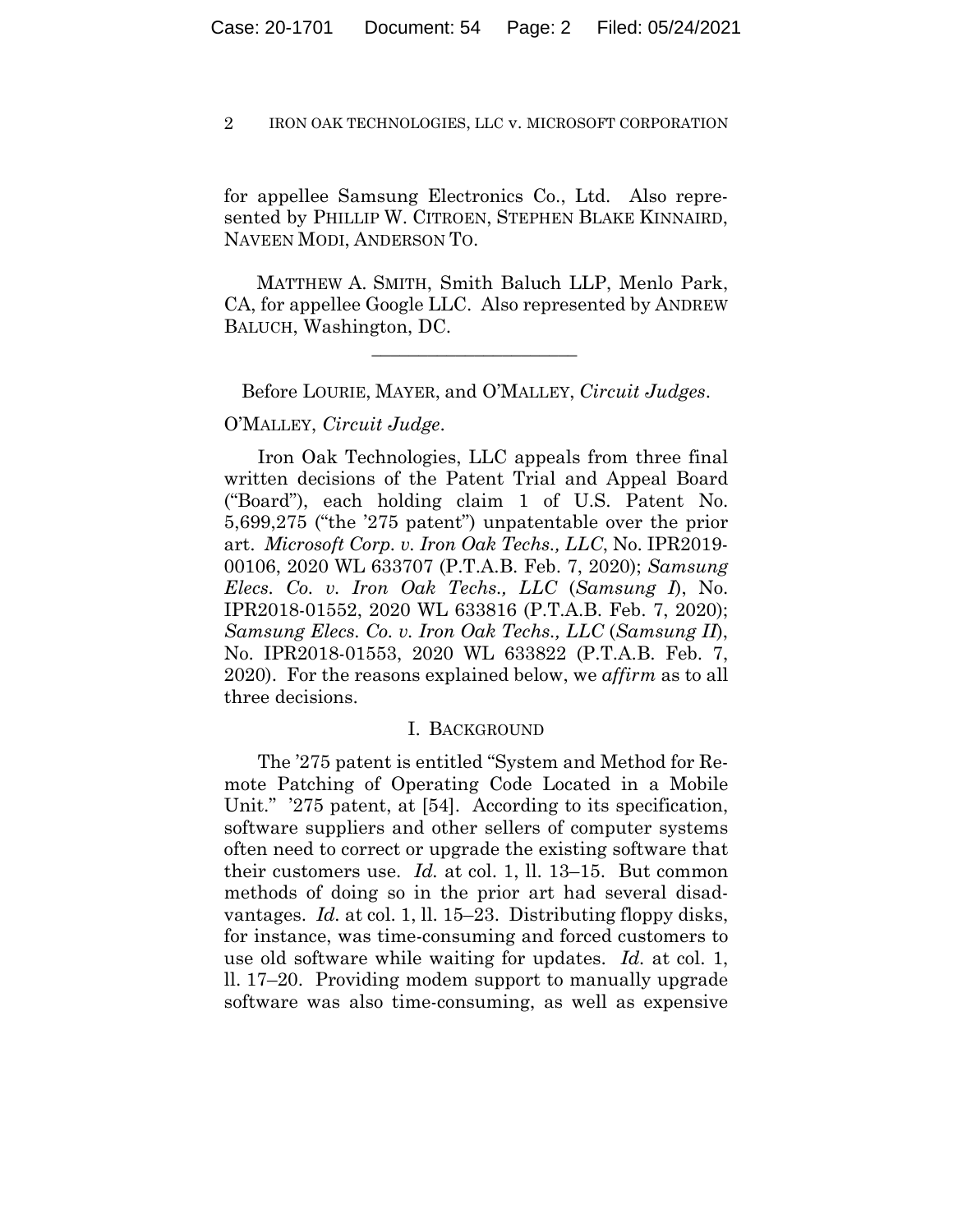for appellee Samsung Electronics Co., Ltd. Also represented by PHILLIP W. CITROEN, STEPHEN BLAKE KINNAIRD, NAVEEN MODI, ANDERSON TO.

MATTHEW A. SMITH, Smith Baluch LLP, Menlo Park, CA, for appellee Google LLC. Also represented by ANDREW BALUCH, Washington, DC.

---

Before LOURIE, MAYER, and O'MALLEY, *Circuit Judges*.

O'MALLEY, *Circuit Judge*.

Iron Oak Technologies, LLC appeals from three final written decisions of the Patent Trial and Appeal Board ("Board"), each holding claim 1 of U.S. Patent No. 5,699,275 ("the '275 patent") unpatentable over the prior art. *Microsoft Corp. v. Iron Oak Techs., LLC*, No. IPR2019-00106, 2020 WL 633707 (P.T.A.B. Feb. 7, 2020); *Samsung Elecs. Co. v. Iron Oak Techs., LLC* (*Samsung I*), No. IPR2018-01552, 2020 WL 633816 (P.T.A.B. Feb. 7, 2020); *Samsung Elecs. Co. v. Iron Oak Techs., LLC* (*Samsung II*), No. IPR2018-01553, 2020 WL 633822 (P.T.A.B. Feb. 7, 2020). For the reasons explained below, we *affirm* as to all three decisions.

## I. BACKGROUND

The '275 patent is entitled "System and Method for Remote Patching of Operating Code Located in a Mobile Unit." '275 patent, at [54]. According to its specification, software suppliers and other sellers of computer systems often need to correct or upgrade the existing software that their customers use. *Id.* at col. 1, ll. 13–15. But common methods of doing so in the prior art had several disadvantages. *Id.* at col. 1, ll. 15–23. Distributing floppy disks, for instance, was time-consuming and forced customers to use old software while waiting for updates. *Id.* at col. 1, ll. 17–20. Providing modem support to manually upgrade software was also time-consuming, as well as expensive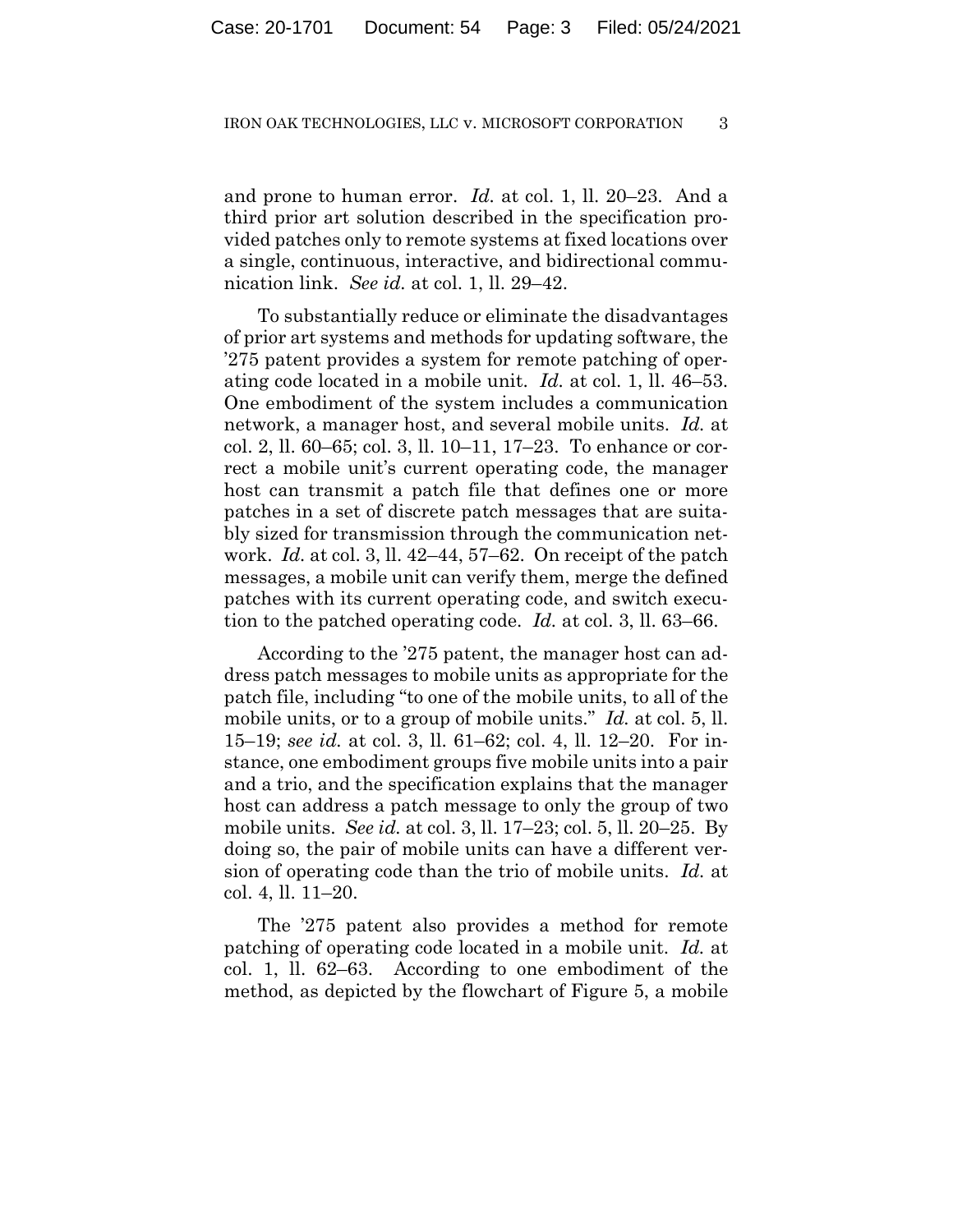and prone to human error. *Id.* at col. 1, ll. 20–23. And a third prior art solution described in the specification provided patches only to remote systems at fixed locations over a single, continuous, interactive, and bidirectional communication link. *See id.* at col. 1, ll. 29–42.

To substantially reduce or eliminate the disadvantages of prior art systems and methods for updating software, the '275 patent provides a system for remote patching of operating code located in a mobile unit. *Id.* at col. 1, ll. 46–53. One embodiment of the system includes a communication network, a manager host, and several mobile units. *Id.* at col. 2, ll. 60–65; col. 3, ll. 10–11, 17–23. To enhance or correct a mobile unit's current operating code, the manager host can transmit a patch file that defines one or more patches in a set of discrete patch messages that are suitably sized for transmission through the communication network. *Id.* at col. 3, ll. 42–44, 57–62. On receipt of the patch messages, a mobile unit can verify them, merge the defined patches with its current operating code, and switch execution to the patched operating code. *Id.* at col. 3, ll. 63–66.

According to the '275 patent, the manager host can address patch messages to mobile units as appropriate for the patch file, including "to one of the mobile units, to all of the mobile units, or to a group of mobile units." *Id.* at col. 5, ll. 15–19; *see id.* at col. 3, ll. 61–62; col. 4, ll. 12–20. For instance, one embodiment groups five mobile units into a pair and a trio, and the specification explains that the manager host can address a patch message to only the group of two mobile units. *See id.* at col. 3, ll. 17–23; col. 5, ll. 20–25. By doing so, the pair of mobile units can have a different version of operating code than the trio of mobile units. *Id.* at col. 4, ll. 11–20.

The '275 patent also provides a method for remote patching of operating code located in a mobile unit. *Id.* at col. 1, ll. 62–63. According to one embodiment of the method, as depicted by the flowchart of Figure 5, a mobile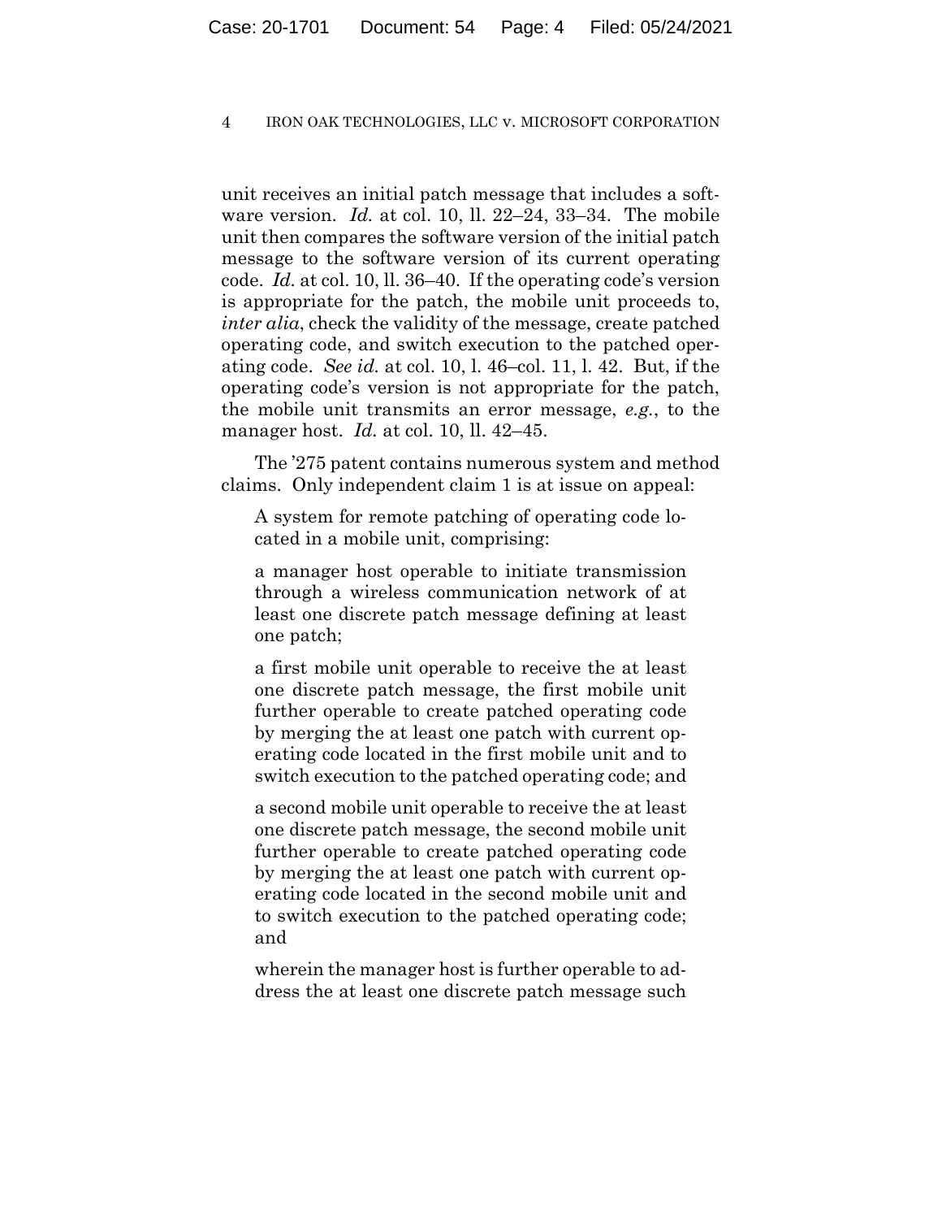unit receives an initial patch message that includes a software version. *Id.* at col. 10, ll. 22–24, 33–34. The mobile unit then compares the software version of the initial patch message to the software version of its current operating code. *Id.* at col. 10, ll. 36–40. If the operating code's version is appropriate for the patch, the mobile unit proceeds to, *inter alia*, check the validity of the message, create patched operating code, and switch execution to the patched operating code. *See id.* at col. 10, l. 46–col. 11, l. 42. But, if the operating code's version is not appropriate for the patch, the mobile unit transmits an error message, *e.g.*, to the manager host. *Id.* at col. 10, ll. 42–45.

The '275 patent contains numerous system and method claims. Only independent claim 1 is at issue on appeal:

> A system for remote patching of operating code located in a mobile unit, comprising:
>
> a manager host operable to initiate transmission through a wireless communication network of at least one discrete patch message defining at least one patch;
>
> a first mobile unit operable to receive the at least one discrete patch message, the first mobile unit further operable to create patched operating code by merging the at least one patch with current operating code located in the first mobile unit and to switch execution to the patched operating code; and
>
> a second mobile unit operable to receive the at least one discrete patch message, the second mobile unit further operable to create patched operating code by merging the at least one patch with current operating code located in the second mobile unit and to switch execution to the patched operating code; and
>
> wherein the manager host is further operable to address the at least one discrete patch message such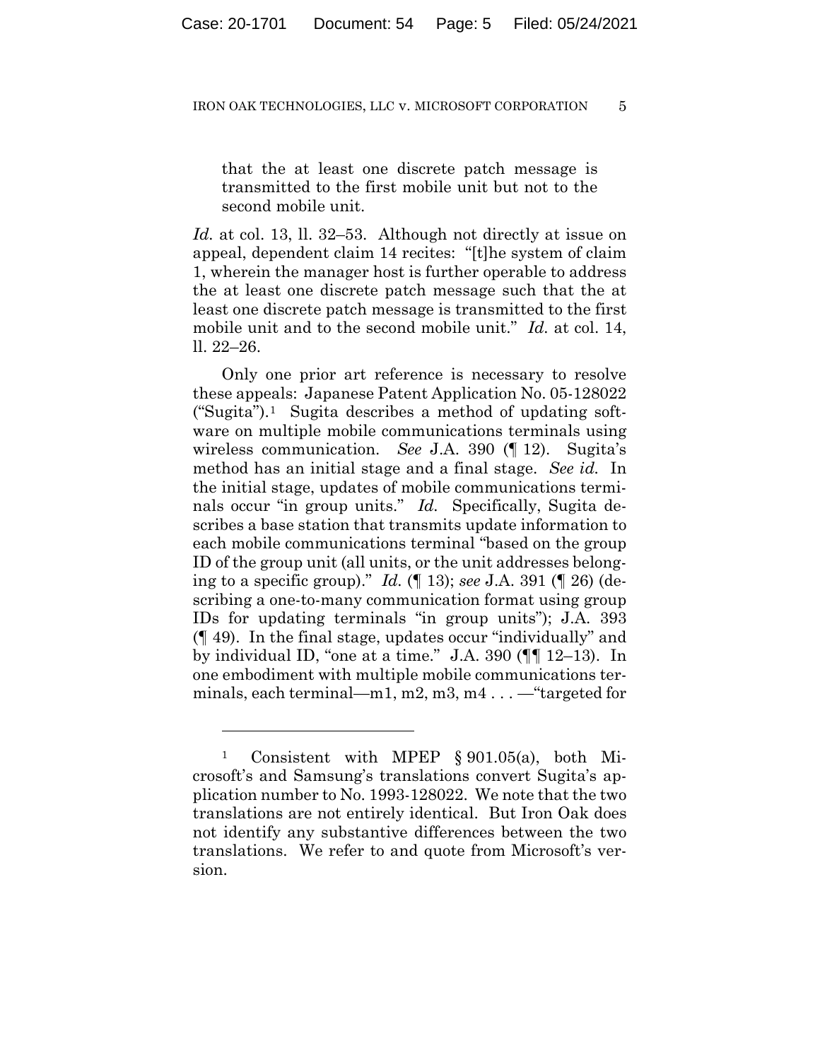that the at least one discrete patch message is transmitted to the first mobile unit but not to the second mobile unit.

*Id.* at col. 13, ll. 32–53. Although not directly at issue on appeal, dependent claim 14 recites: "[t]he system of claim 1, wherein the manager host is further operable to address the at least one discrete patch message such that the at least one discrete patch message is transmitted to the first mobile unit and to the second mobile unit." *Id.* at col. 14, ll. 22–26.

Only one prior art reference is necessary to resolve these appeals: Japanese Patent Application No. 05-128022 ("Sugita").[1] Sugita describes a method of updating software on multiple mobile communications terminals using wireless communication. *See* J.A. 390 (¶ 12). Sugita's method has an initial stage and a final stage. *See id.* In the initial stage, updates of mobile communications terminals occur "in group units." *Id.* Specifically, Sugita describes a base station that transmits update information to each mobile communications terminal "based on the group ID of the group unit (all units, or the unit addresses belonging to a specific group)." *Id.* (¶ 13); *see* J.A. 391 (¶ 26) (describing a one-to-many communication format using group IDs for updating terminals "in group units"); J.A. 393 (¶ 49). In the final stage, updates occur "individually" and by individual ID, "one at a time." J.A. 390 (¶¶ 12–13). In one embodiment with multiple mobile communications terminals, each terminal—m1, m2, m3, m4 . . . —"targeted for

---

[1] Consistent with MPEP § 901.05(a), both Microsoft's and Samsung's translations convert Sugita's application number to No. 1993-128022. We note that the two translations are not entirely identical. But Iron Oak does not identify any substantive differences between the two translations. We refer to and quote from Microsoft's version.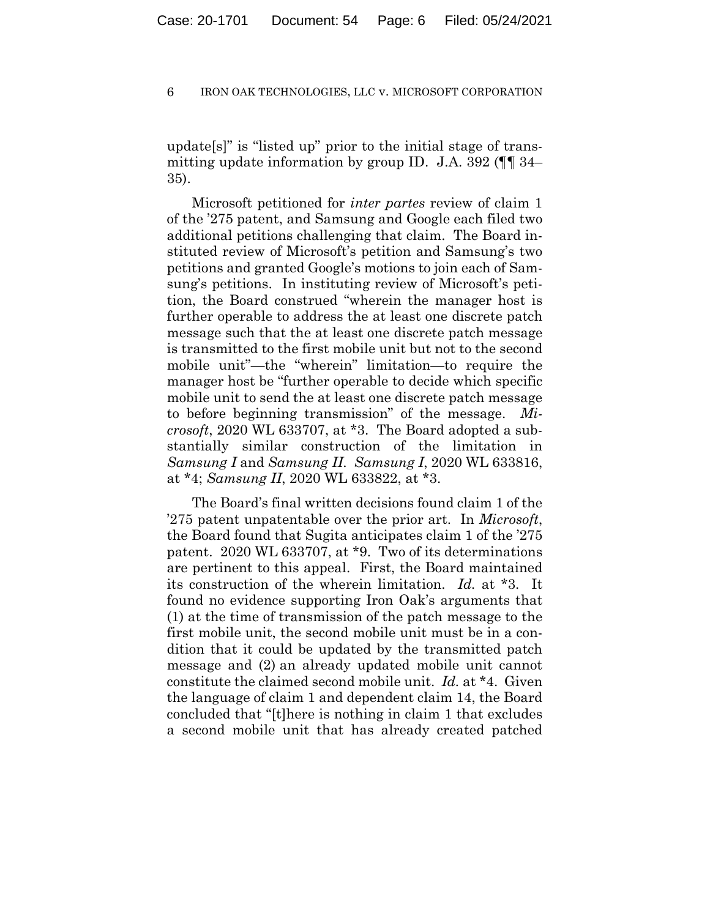update[s]" is "listed up" prior to the initial stage of transmitting update information by group ID. J.A. 392 (¶¶ 34–35).

Microsoft petitioned for *inter partes* review of claim 1 of the '275 patent, and Samsung and Google each filed two additional petitions challenging that claim. The Board instituted review of Microsoft's petition and Samsung's two petitions and granted Google's motions to join each of Samsung's petitions. In instituting review of Microsoft's petition, the Board construed "wherein the manager host is further operable to address the at least one discrete patch message such that the at least one discrete patch message is transmitted to the first mobile unit but not to the second mobile unit"—the "wherein" limitation—to require the manager host be "further operable to decide which specific mobile unit to send the at least one discrete patch message to before beginning transmission" of the message. *Microsoft*, 2020 WL 633707, at *3. The Board adopted a substantially similar construction of the limitation in *Samsung I* and *Samsung II*. *Samsung I*, 2020 WL 633816, at *4; *Samsung II*, 2020 WL 633822, at *3.

The Board's final written decisions found claim 1 of the '275 patent unpatentable over the prior art. In *Microsoft*, the Board found that Sugita anticipates claim 1 of the '275 patent. 2020 WL 633707, at *9. Two of its determinations are pertinent to this appeal. First, the Board maintained its construction of the wherein limitation. *Id.* at *3. It found no evidence supporting Iron Oak's arguments that (1) at the time of transmission of the patch message to the first mobile unit, the second mobile unit must be in a condition that it could be updated by the transmitted patch message and (2) an already updated mobile unit cannot constitute the claimed second mobile unit. *Id.* at *4. Given the language of claim 1 and dependent claim 14, the Board concluded that "[t]here is nothing in claim 1 that excludes a second mobile unit that has already created patched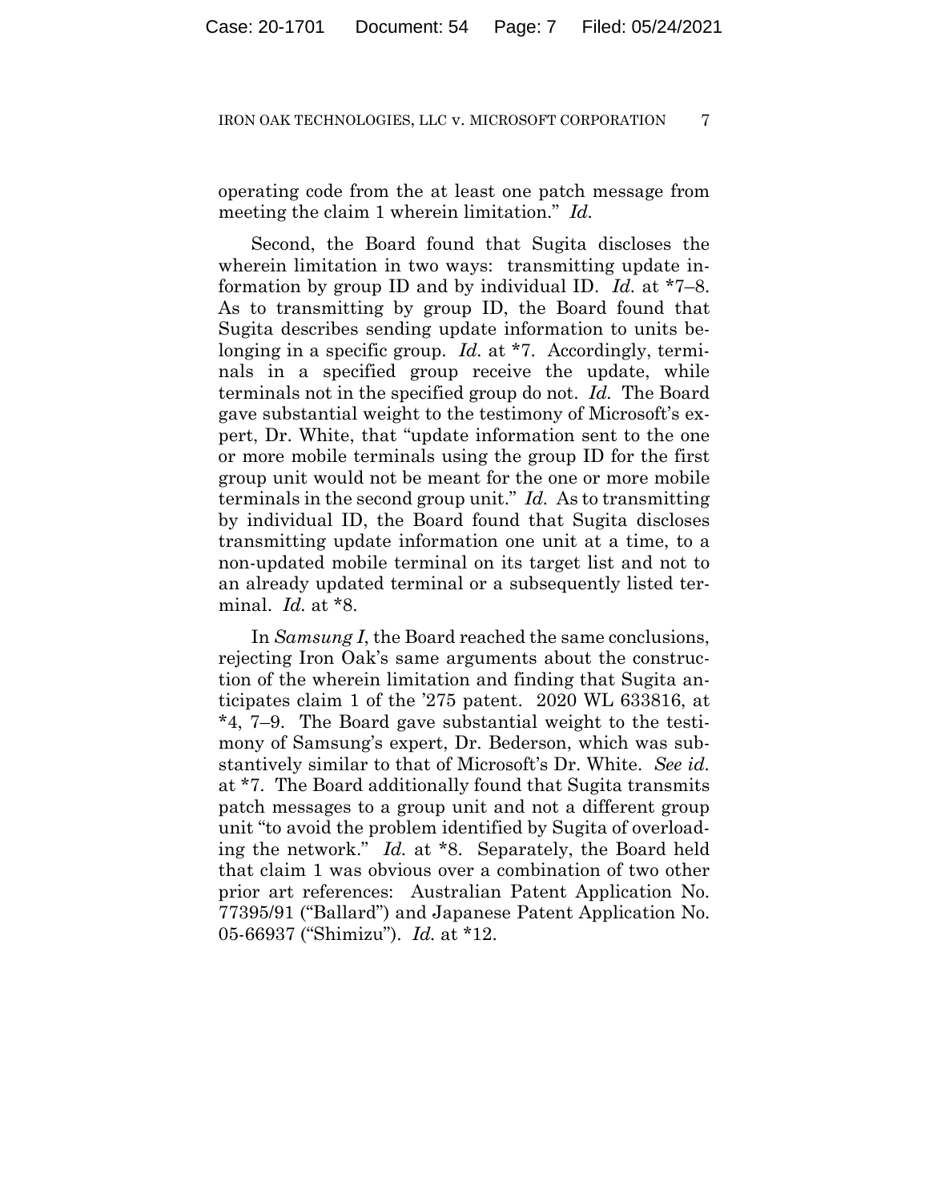operating code from the at least one patch message from meeting the claim 1 wherein limitation." *Id.*

Second, the Board found that Sugita discloses the wherein limitation in two ways: transmitting update information by group ID and by individual ID. *Id.* at *7–8. As to transmitting by group ID, the Board found that Sugita describes sending update information to units belonging in a specific group. *Id.* at *7. Accordingly, terminals in a specified group receive the update, while terminals not in the specified group do not. *Id.* The Board gave substantial weight to the testimony of Microsoft's expert, Dr. White, that "update information sent to the one or more mobile terminals using the group ID for the first group unit would not be meant for the one or more mobile terminals in the second group unit." *Id.* As to transmitting by individual ID, the Board found that Sugita discloses transmitting update information one unit at a time, to a non-updated mobile terminal on its target list and not to an already updated terminal or a subsequently listed terminal. *Id.* at *8.

In *Samsung I*, the Board reached the same conclusions, rejecting Iron Oak's same arguments about the construction of the wherein limitation and finding that Sugita anticipates claim 1 of the '275 patent. 2020 WL 633816, at *4, 7–9. The Board gave substantial weight to the testimony of Samsung's expert, Dr. Bederson, which was substantively similar to that of Microsoft's Dr. White. *See id.* at *7. The Board additionally found that Sugita transmits patch messages to a group unit and not a different group unit "to avoid the problem identified by Sugita of overloading the network." *Id.* at *8. Separately, the Board held that claim 1 was obvious over a combination of two other prior art references: Australian Patent Application No. 77395/91 ("Ballard") and Japanese Patent Application No. 05-66937 ("Shimizu"). *Id.* at *12.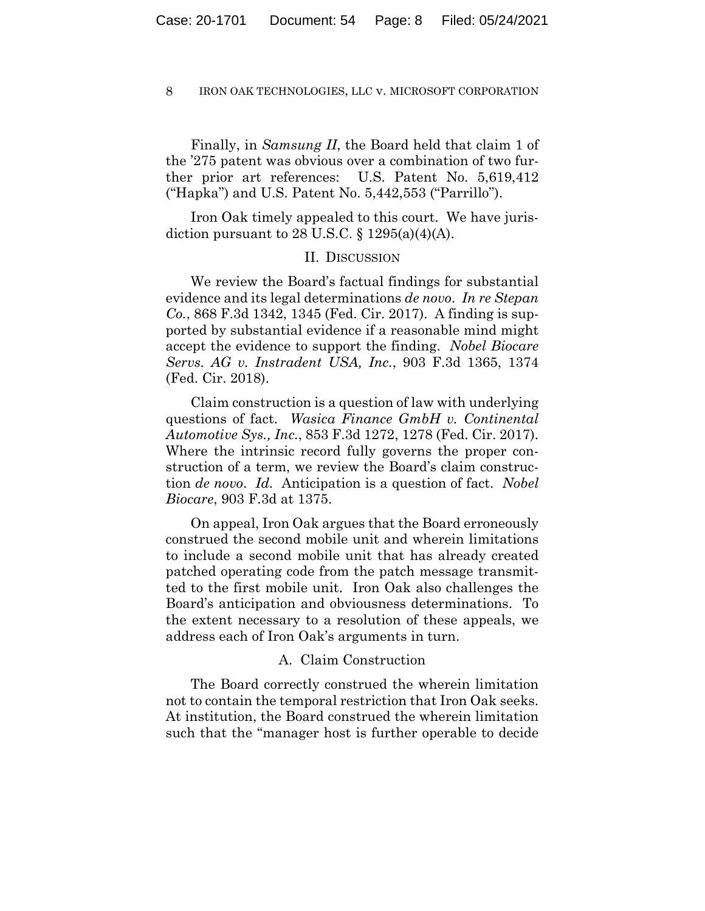Finally, in *Samsung II*, the Board held that claim 1 of the '275 patent was obvious over a combination of two further prior art references: U.S. Patent No. 5,619,412 ("Hapka") and U.S. Patent No. 5,442,553 ("Parrillo").

Iron Oak timely appealed to this court. We have jurisdiction pursuant to 28 U.S.C. § 1295(a)(4)(A).

## II. DISCUSSION

We review the Board's factual findings for substantial evidence and its legal determinations *de novo*. *In re Stepan Co.*, 868 F.3d 1342, 1345 (Fed. Cir. 2017). A finding is supported by substantial evidence if a reasonable mind might accept the evidence to support the finding. *Nobel Biocare Servs. AG v. Instradent USA, Inc.*, 903 F.3d 1365, 1374 (Fed. Cir. 2018).

Claim construction is a question of law with underlying questions of fact. *Wasica Finance GmbH v. Continental Automotive Sys., Inc.*, 853 F.3d 1272, 1278 (Fed. Cir. 2017). Where the intrinsic record fully governs the proper construction of a term, we review the Board's claim construction *de novo*. *Id.* Anticipation is a question of fact. *Nobel Biocare*, 903 F.3d at 1375.

On appeal, Iron Oak argues that the Board erroneously construed the second mobile unit and wherein limitations to include a second mobile unit that has already created patched operating code from the patch message transmitted to the first mobile unit. Iron Oak also challenges the Board's anticipation and obviousness determinations. To the extent necessary to a resolution of these appeals, we address each of Iron Oak's arguments in turn.

### A. Claim Construction

The Board correctly construed the wherein limitation not to contain the temporal restriction that Iron Oak seeks. At institution, the Board construed the wherein limitation such that the "manager host is further operable to decide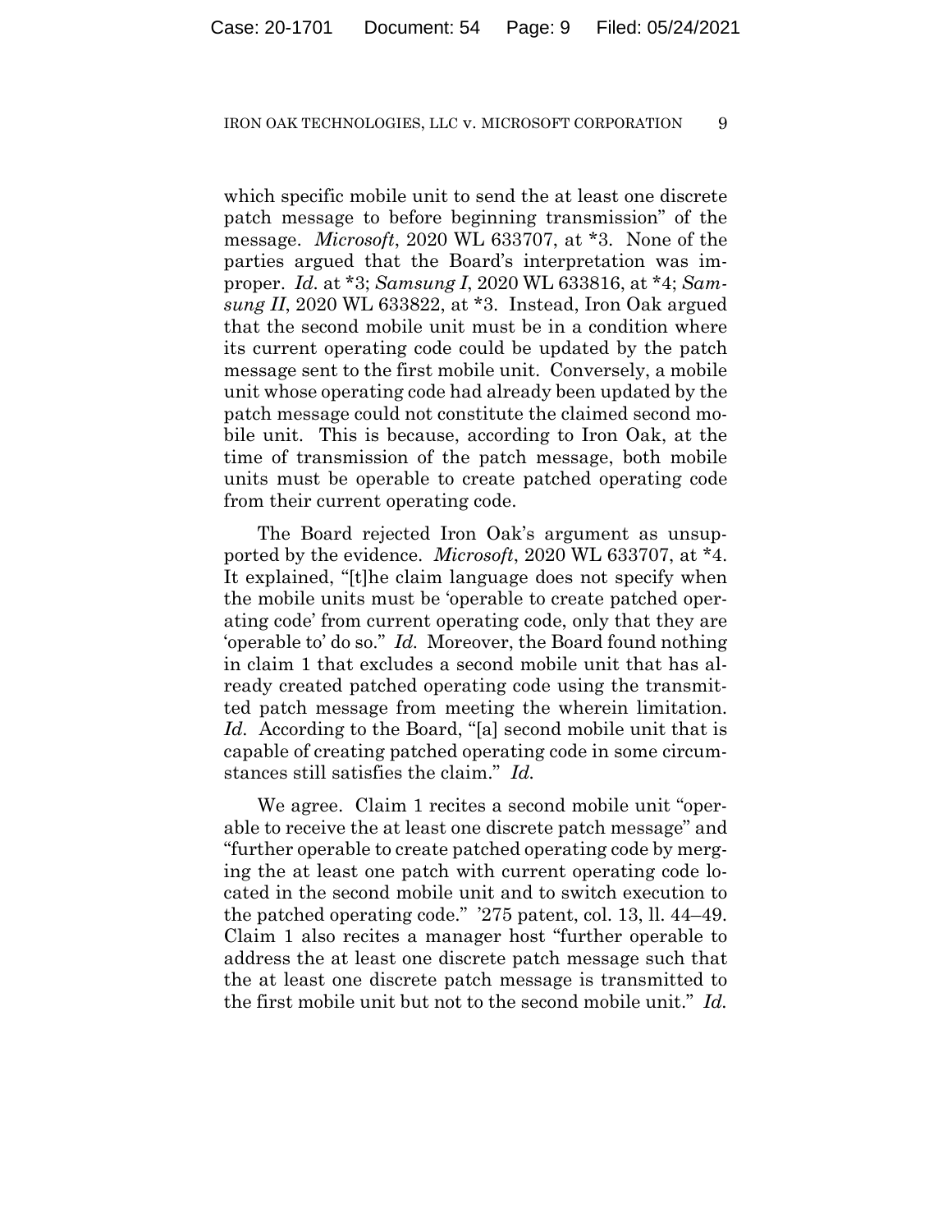which specific mobile unit to send the at least one discrete patch message to before beginning transmission" of the message. *Microsoft*, 2020 WL 633707, at \*3. None of the parties argued that the Board's interpretation was improper. *Id.* at \*3; *Samsung I*, 2020 WL 633816, at \*4; *Samsung II*, 2020 WL 633822, at \*3. Instead, Iron Oak argued that the second mobile unit must be in a condition where its current operating code could be updated by the patch message sent to the first mobile unit. Conversely, a mobile unit whose operating code had already been updated by the patch message could not constitute the claimed second mobile unit. This is because, according to Iron Oak, at the time of transmission of the patch message, both mobile units must be operable to create patched operating code from their current operating code.

The Board rejected Iron Oak's argument as unsupported by the evidence. *Microsoft*, 2020 WL 633707, at \*4. It explained, "[t]he claim language does not specify when the mobile units must be 'operable to create patched operating code' from current operating code, only that they are 'operable to' do so." *Id.* Moreover, the Board found nothing in claim 1 that excludes a second mobile unit that has already created patched operating code using the transmitted patch message from meeting the wherein limitation. *Id.* According to the Board, "[a] second mobile unit that is capable of creating patched operating code in some circumstances still satisfies the claim." *Id.*

We agree. Claim 1 recites a second mobile unit "operable to receive the at least one discrete patch message" and "further operable to create patched operating code by merging the at least one patch with current operating code located in the second mobile unit and to switch execution to the patched operating code." '275 patent, col. 13, ll. 44–49. Claim 1 also recites a manager host "further operable to address the at least one discrete patch message such that the at least one discrete patch message is transmitted to the first mobile unit but not to the second mobile unit." *Id.*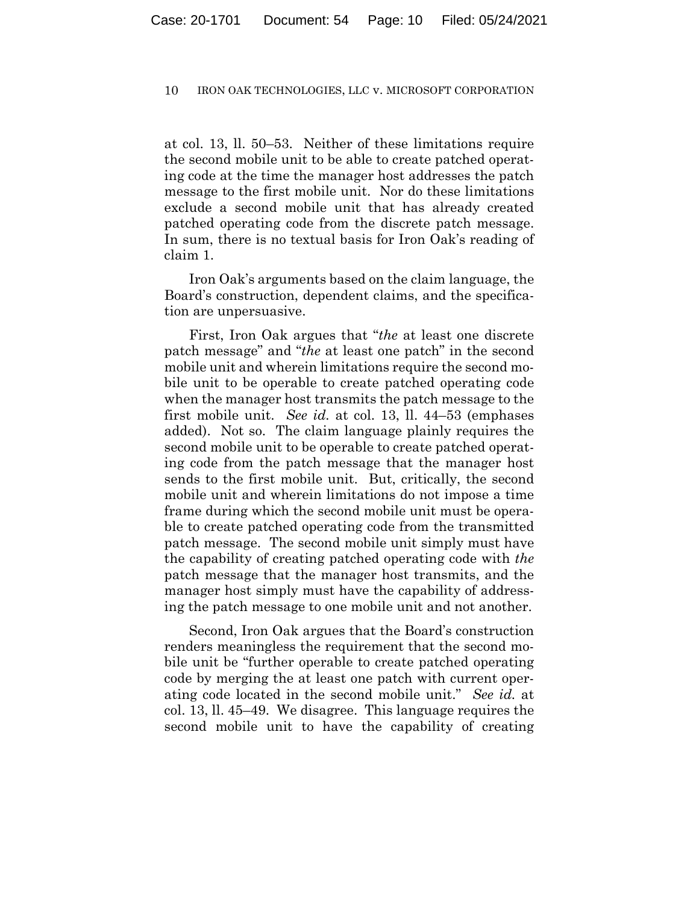at col. 13, ll. 50–53. Neither of these limitations require the second mobile unit to be able to create patched operating code at the time the manager host addresses the patch message to the first mobile unit. Nor do these limitations exclude a second mobile unit that has already created patched operating code from the discrete patch message. In sum, there is no textual basis for Iron Oak's reading of claim 1.

Iron Oak's arguments based on the claim language, the Board's construction, dependent claims, and the specification are unpersuasive.

First, Iron Oak argues that "*the* at least one discrete patch message" and "*the* at least one patch" in the second mobile unit and wherein limitations require the second mobile unit to be operable to create patched operating code when the manager host transmits the patch message to the first mobile unit. *See id.* at col. 13, ll. 44–53 (emphases added). Not so. The claim language plainly requires the second mobile unit to be operable to create patched operating code from the patch message that the manager host sends to the first mobile unit. But, critically, the second mobile unit and wherein limitations do not impose a time frame during which the second mobile unit must be operable to create patched operating code from the transmitted patch message. The second mobile unit simply must have the capability of creating patched operating code with *the* patch message that the manager host transmits, and the manager host simply must have the capability of addressing the patch message to one mobile unit and not another.

Second, Iron Oak argues that the Board's construction renders meaningless the requirement that the second mobile unit be "further operable to create patched operating code by merging the at least one patch with current operating code located in the second mobile unit." *See id.* at col. 13, ll. 45–49. We disagree. This language requires the second mobile unit to have the capability of creating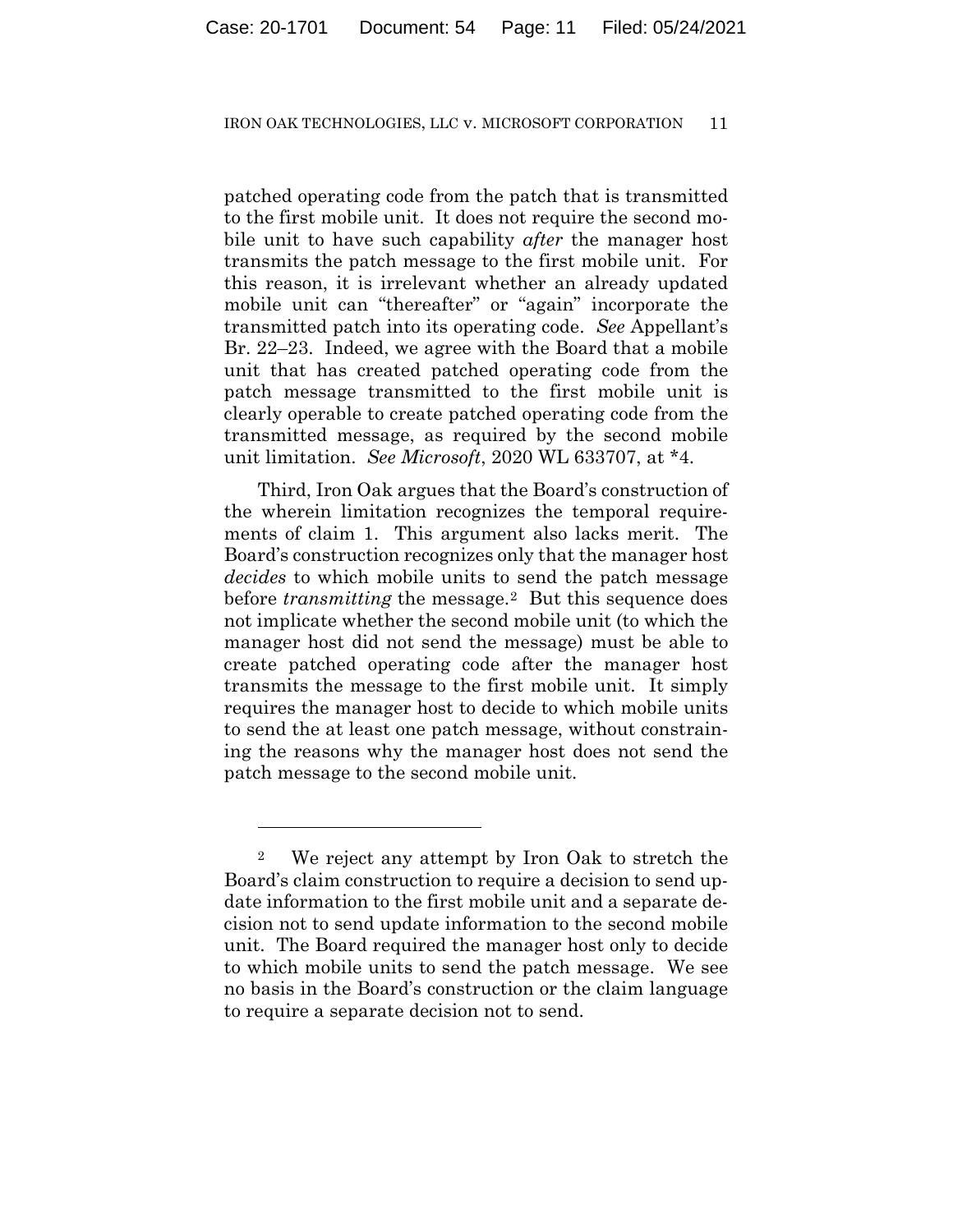patched operating code from the patch that is transmitted to the first mobile unit. It does not require the second mobile unit to have such capability *after* the manager host transmits the patch message to the first mobile unit. For this reason, it is irrelevant whether an already updated mobile unit can "thereafter" or "again" incorporate the transmitted patch into its operating code. *See* Appellant's Br. 22–23. Indeed, we agree with the Board that a mobile unit that has created patched operating code from the patch message transmitted to the first mobile unit is clearly operable to create patched operating code from the transmitted message, as required by the second mobile unit limitation. *See Microsoft*, 2020 WL 633707, at *4.

Third, Iron Oak argues that the Board's construction of the wherein limitation recognizes the temporal requirements of claim 1. This argument also lacks merit. The Board's construction recognizes only that the manager host *decides* to which mobile units to send the patch message before *transmitting* the message.[2] But this sequence does not implicate whether the second mobile unit (to which the manager host did not send the message) must be able to create patched operating code after the manager host transmits the message to the first mobile unit. It simply requires the manager host to decide to which mobile units to send the at least one patch message, without constraining the reasons why the manager host does not send the patch message to the second mobile unit.

---

[2] We reject any attempt by Iron Oak to stretch the Board's claim construction to require a decision to send update information to the first mobile unit and a separate decision not to send update information to the second mobile unit. The Board required the manager host only to decide to which mobile units to send the patch message. We see no basis in the Board's construction or the claim language to require a separate decision not to send.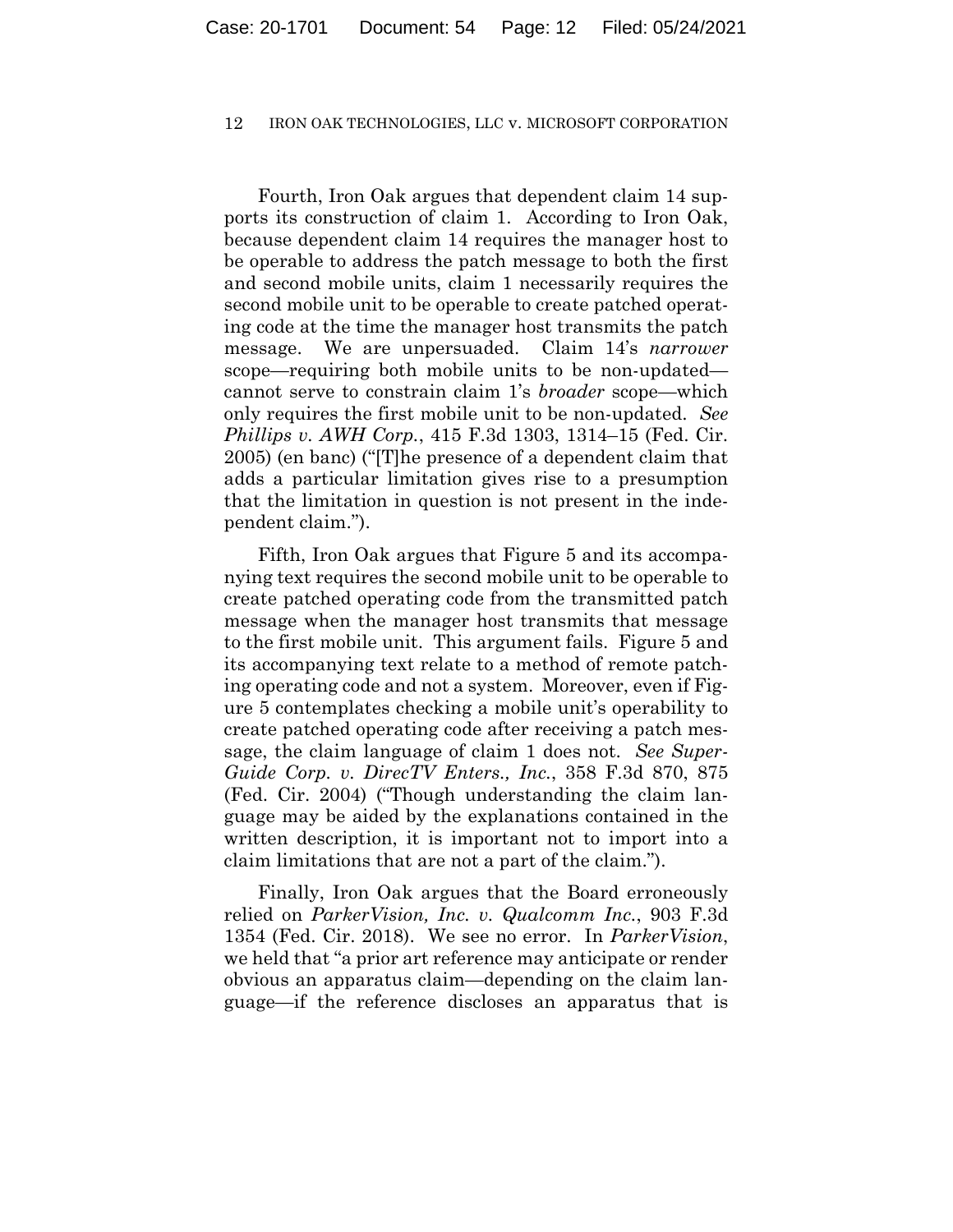Fourth, Iron Oak argues that dependent claim 14 supports its construction of claim 1. According to Iron Oak, because dependent claim 14 requires the manager host to be operable to address the patch message to both the first and second mobile units, claim 1 necessarily requires the second mobile unit to be operable to create patched operating code at the time the manager host transmits the patch message. We are unpersuaded. Claim 14's *narrower* scope—requiring both mobile units to be non-updated—cannot serve to constrain claim 1's *broader* scope—which only requires the first mobile unit to be non-updated. *See Phillips v. AWH Corp.*, 415 F.3d 1303, 1314–15 (Fed. Cir. 2005) (en banc) ("[T]he presence of a dependent claim that adds a particular limitation gives rise to a presumption that the limitation in question is not present in the independent claim.").

Fifth, Iron Oak argues that Figure 5 and its accompanying text requires the second mobile unit to be operable to create patched operating code from the transmitted patch message when the manager host transmits that message to the first mobile unit. This argument fails. Figure 5 and its accompanying text relate to a method of remote patching operating code and not a system. Moreover, even if Figure 5 contemplates checking a mobile unit's operability to create patched operating code after receiving a patch message, the claim language of claim 1 does not. *See Super-Guide Corp. v. DirecTV Enters., Inc.*, 358 F.3d 870, 875 (Fed. Cir. 2004) ("Though understanding the claim language may be aided by the explanations contained in the written description, it is important not to import into a claim limitations that are not a part of the claim.").

Finally, Iron Oak argues that the Board erroneously relied on *ParkerVision, Inc. v. Qualcomm Inc.*, 903 F.3d 1354 (Fed. Cir. 2018). We see no error. In *ParkerVision*, we held that "a prior art reference may anticipate or render obvious an apparatus claim—depending on the claim language—if the reference discloses an apparatus that is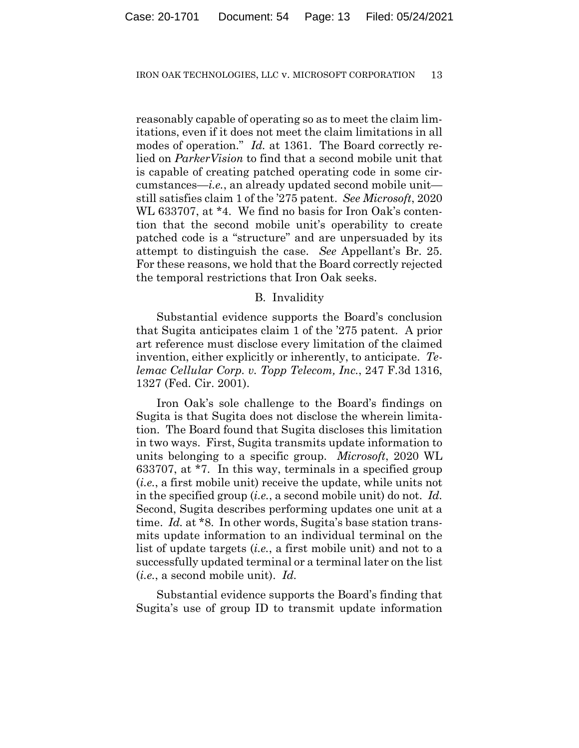reasonably capable of operating so as to meet the claim limitations, even if it does not meet the claim limitations in all modes of operation." *Id.* at 1361. The Board correctly relied on *ParkerVision* to find that a second mobile unit that is capable of creating patched operating code in some circumstances—*i.e.*, an already updated second mobile unit—still satisfies claim 1 of the '275 patent. *See Microsoft*, 2020 WL 633707, at *4. We find no basis for Iron Oak's contention that the second mobile unit's operability to create patched code is a "structure" and are unpersuaded by its attempt to distinguish the case. *See* Appellant's Br. 25. For these reasons, we hold that the Board correctly rejected the temporal restrictions that Iron Oak seeks.

### B. Invalidity

Substantial evidence supports the Board's conclusion that Sugita anticipates claim 1 of the '275 patent. A prior art reference must disclose every limitation of the claimed invention, either explicitly or inherently, to anticipate. *Telemac Cellular Corp. v. Topp Telecom, Inc.*, 247 F.3d 1316, 1327 (Fed. Cir. 2001).

Iron Oak's sole challenge to the Board's findings on Sugita is that Sugita does not disclose the wherein limitation. The Board found that Sugita discloses this limitation in two ways. First, Sugita transmits update information to units belonging to a specific group. *Microsoft*, 2020 WL 633707, at *7. In this way, terminals in a specified group (*i.e.*, a first mobile unit) receive the update, while units not in the specified group (*i.e.*, a second mobile unit) do not. *Id.* Second, Sugita describes performing updates one unit at a time. *Id.* at *8. In other words, Sugita's base station transmits update information to an individual terminal on the list of update targets (*i.e.*, a first mobile unit) and not to a successfully updated terminal or a terminal later on the list (*i.e.*, a second mobile unit). *Id.*

Substantial evidence supports the Board's finding that Sugita's use of group ID to transmit update information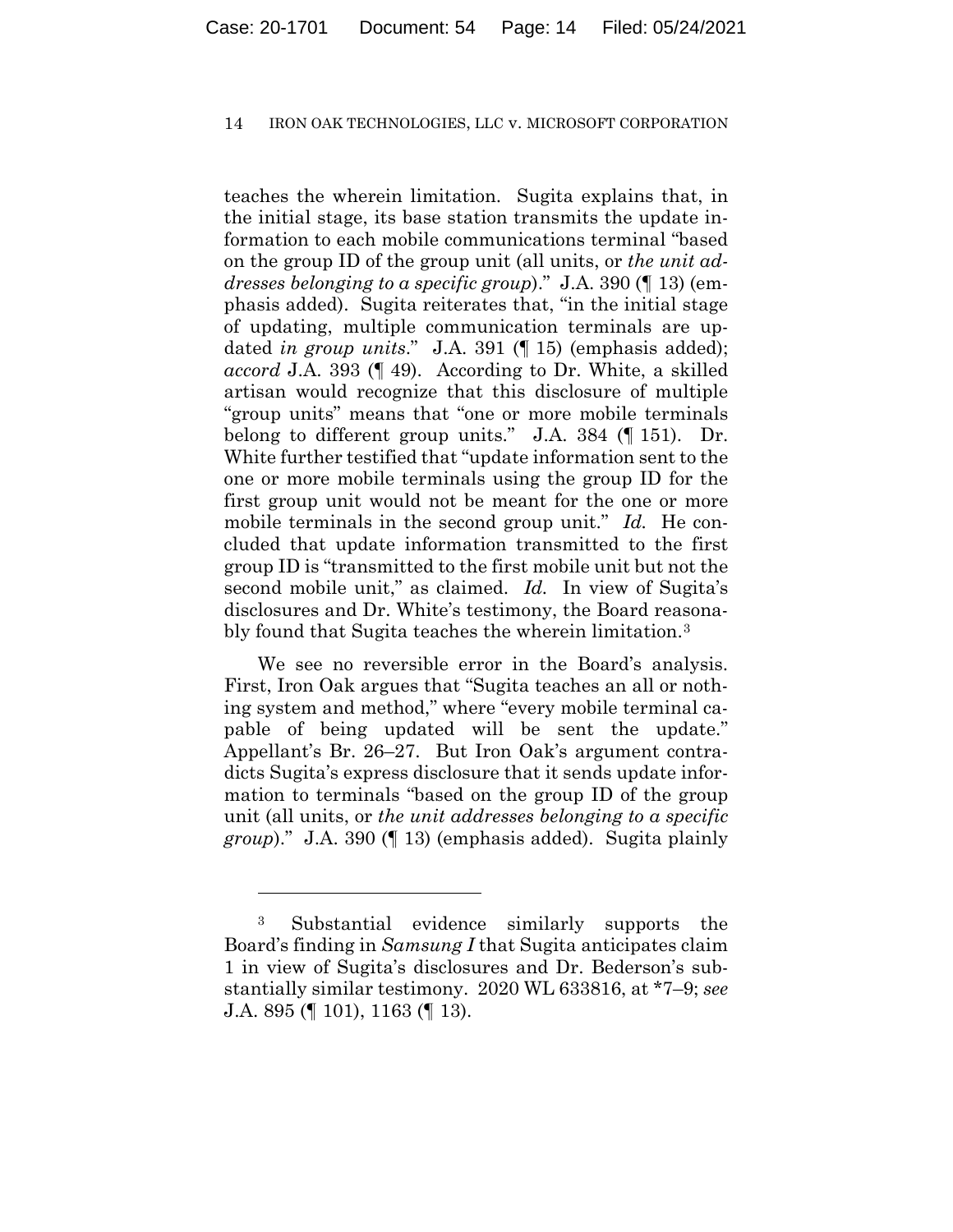teaches the wherein limitation. Sugita explains that, in the initial stage, its base station transmits the update information to each mobile communications terminal "based on the group ID of the group unit (all units, or *the unit addresses belonging to a specific group*)." J.A. 390 (¶ 13) (emphasis added). Sugita reiterates that, "in the initial stage of updating, multiple communication terminals are updated *in group units*." J.A. 391 (¶ 15) (emphasis added); *accord* J.A. 393 (¶ 49). According to Dr. White, a skilled artisan would recognize that this disclosure of multiple "group units" means that "one or more mobile terminals belong to different group units." J.A. 384 (¶ 151). Dr. White further testified that "update information sent to the one or more mobile terminals using the group ID for the first group unit would not be meant for the one or more mobile terminals in the second group unit." *Id.* He concluded that update information transmitted to the first group ID is "transmitted to the first mobile unit but not the second mobile unit," as claimed. *Id.* In view of Sugita's disclosures and Dr. White's testimony, the Board reasonably found that Sugita teaches the wherein limitation.[3]

We see no reversible error in the Board's analysis. First, Iron Oak argues that "Sugita teaches an all or nothing system and method," where "every mobile terminal capable of being updated will be sent the update." Appellant's Br. 26–27. But Iron Oak's argument contradicts Sugita's express disclosure that it sends update information to terminals "based on the group ID of the group unit (all units, or *the unit addresses belonging to a specific group*)." J.A. 390 (¶ 13) (emphasis added). Sugita plainly

---

[3] Substantial evidence similarly supports the Board's finding in *Samsung I* that Sugita anticipates claim 1 in view of Sugita's disclosures and Dr. Bederson's substantially similar testimony. 2020 WL 633816, at *7–9; *see* J.A. 895 (¶ 101), 1163 (¶ 13).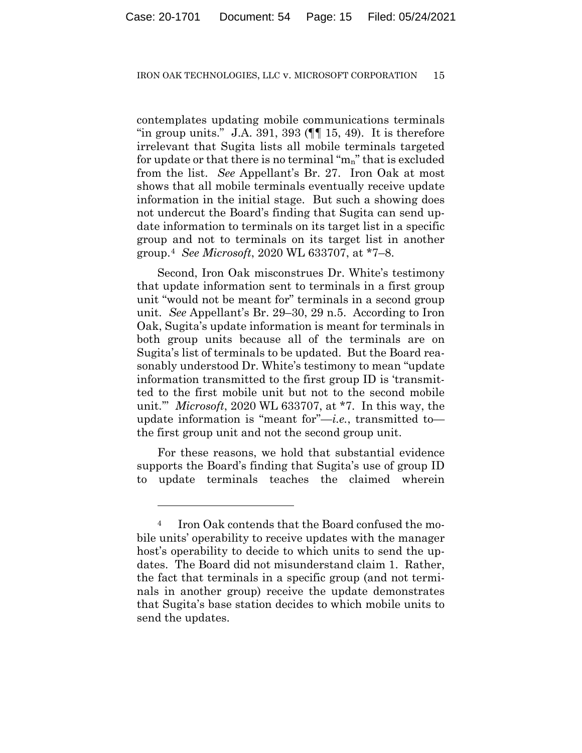contemplates updating mobile communications terminals "in group units." J.A. 391, 393 (¶¶ 15, 49). It is therefore irrelevant that Sugita lists all mobile terminals targeted for update or that there is no terminal "$m_n$" that is excluded from the list. *See* Appellant's Br. 27. Iron Oak at most shows that all mobile terminals eventually receive update information in the initial stage. But such a showing does not undercut the Board's finding that Sugita can send update information to terminals on its target list in a specific group and not to terminals on its target list in another group.[4] *See Microsoft*, 2020 WL 633707, at *7–8.

Second, Iron Oak misconstrues Dr. White's testimony that update information sent to terminals in a first group unit "would not be meant for" terminals in a second group unit. *See* Appellant's Br. 29–30, 29 n.5. According to Iron Oak, Sugita's update information is meant for terminals in both group units because all of the terminals are on Sugita's list of terminals to be updated. But the Board reasonably understood Dr. White's testimony to mean "update information transmitted to the first group ID is 'transmitted to the first mobile unit but not to the second mobile unit.'" *Microsoft*, 2020 WL 633707, at *7. In this way, the update information is "meant for"—*i.e.*, transmitted to—the first group unit and not the second group unit.

For these reasons, we hold that substantial evidence supports the Board's finding that Sugita's use of group ID to update terminals teaches the claimed wherein

---

[4] Iron Oak contends that the Board confused the mobile units' operability to receive updates with the manager host's operability to decide to which units to send the updates. The Board did not misunderstand claim 1. Rather, the fact that terminals in a specific group (and not terminals in another group) receive the update demonstrates that Sugita's base station decides to which mobile units to send the updates.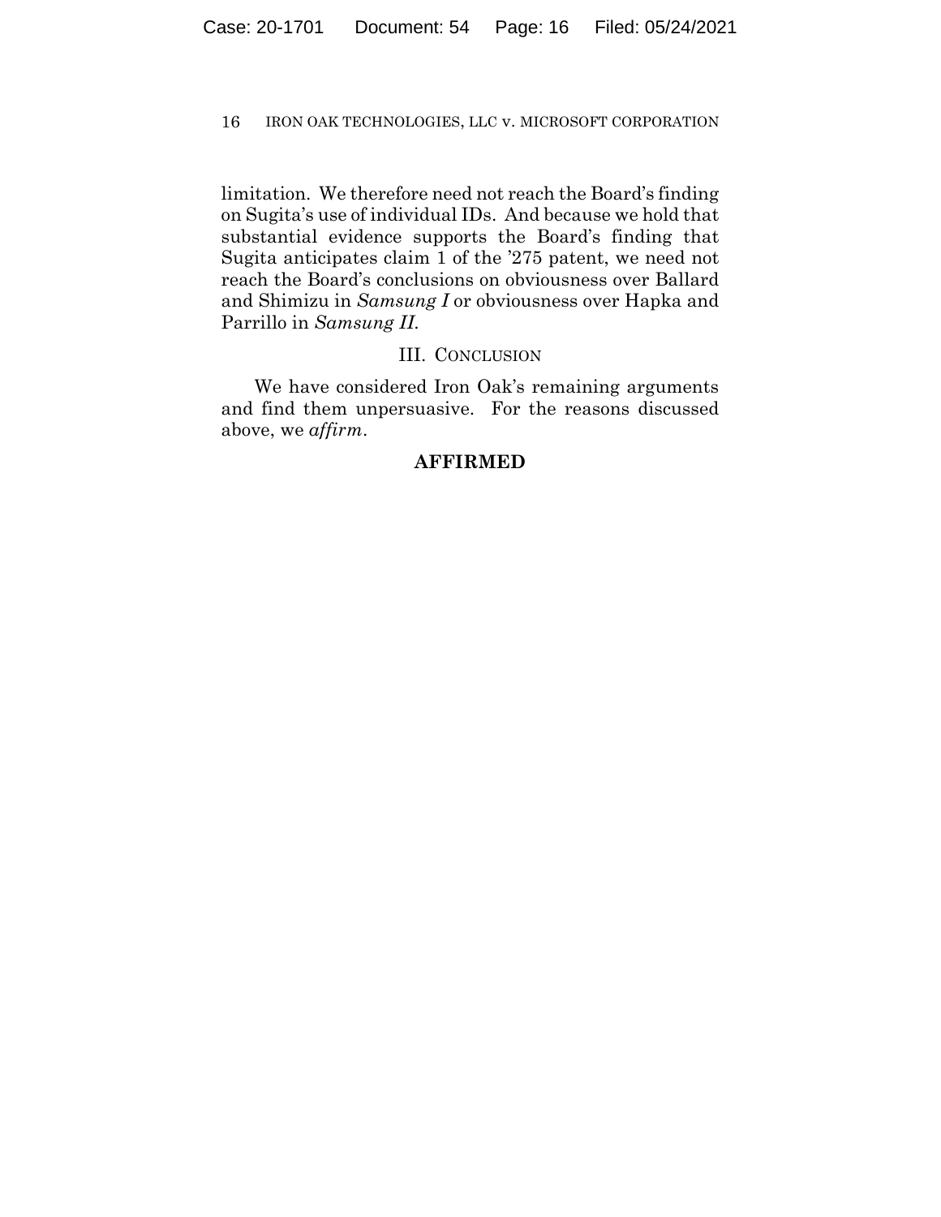limitation. We therefore need not reach the Board's finding on Sugita's use of individual IDs. And because we hold that substantial evidence supports the Board's finding that Sugita anticipates claim 1 of the '275 patent, we need not reach the Board's conclusions on obviousness over Ballard and Shimizu in *Samsung I* or obviousness over Hapka and Parrillo in *Samsung II*.

## III. Conclusion

We have considered Iron Oak's remaining arguments and find them unpersuasive. For the reasons discussed above, we *affirm*.

**AFFIRMED**